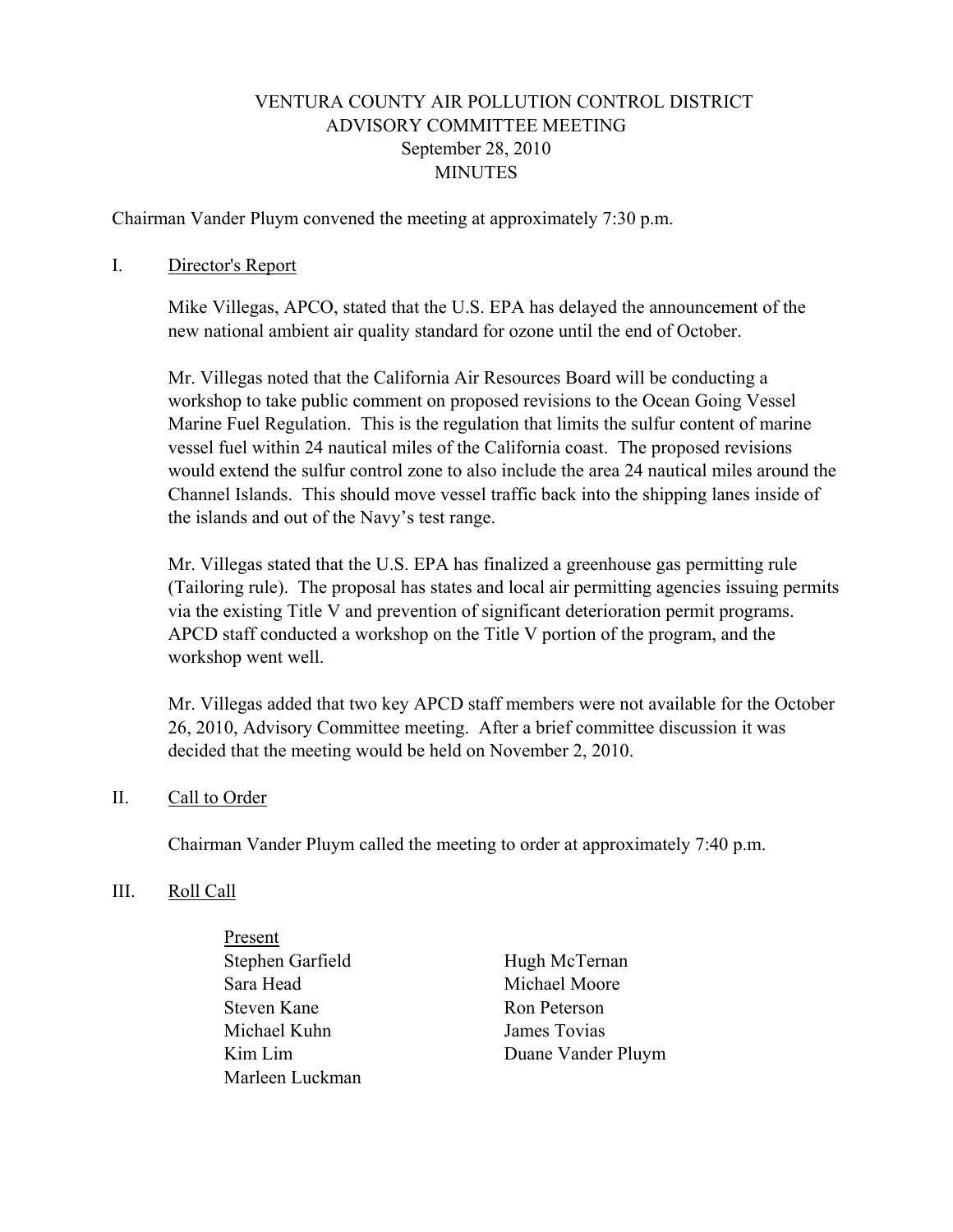# VENTURA COUNTY AIR POLLUTION CONTROL DISTRICT
## ADVISORY COMMITTEE MEETING
### September 28, 2010
### MINUTES

Chairman Vander Pluym convened the meeting at approximately 7:30 p.m.

I. Director's Report

Mike Villegas, APCO, stated that the U.S. EPA has delayed the announcement of the new national ambient air quality standard for ozone until the end of October.

Mr. Villegas noted that the California Air Resources Board will be conducting a workshop to take public comment on proposed revisions to the Ocean Going Vessel Marine Fuel Regulation. This is the regulation that limits the sulfur content of marine vessel fuel within 24 nautical miles of the California coast. The proposed revisions would extend the sulfur control zone to also include the area 24 nautical miles around the Channel Islands. This should move vessel traffic back into the shipping lanes inside of the islands and out of the Navy's test range.

Mr. Villegas stated that the U.S. EPA has finalized a greenhouse gas permitting rule (Tailoring rule). The proposal has states and local air permitting agencies issuing permits via the existing Title V and prevention of significant deterioration permit programs. APCD staff conducted a workshop on the Title V portion of the program, and the workshop went well.

Mr. Villegas added that two key APCD staff members were not available for the October 26, 2010, Advisory Committee meeting. After a brief committee discussion it was decided that the meeting would be held on November 2, 2010.

II. Call to Order

Chairman Vander Pluym called the meeting to order at approximately 7:40 p.m.

III. Roll Call

Present

- Stephen Garfield
- Sara Head
- Steven Kane
- Michael Kuhn
- Kim Lim
- Marleen Luckman
- Hugh McTernan
- Michael Moore
- Ron Peterson
- James Tovias
- Duane Vander Pluym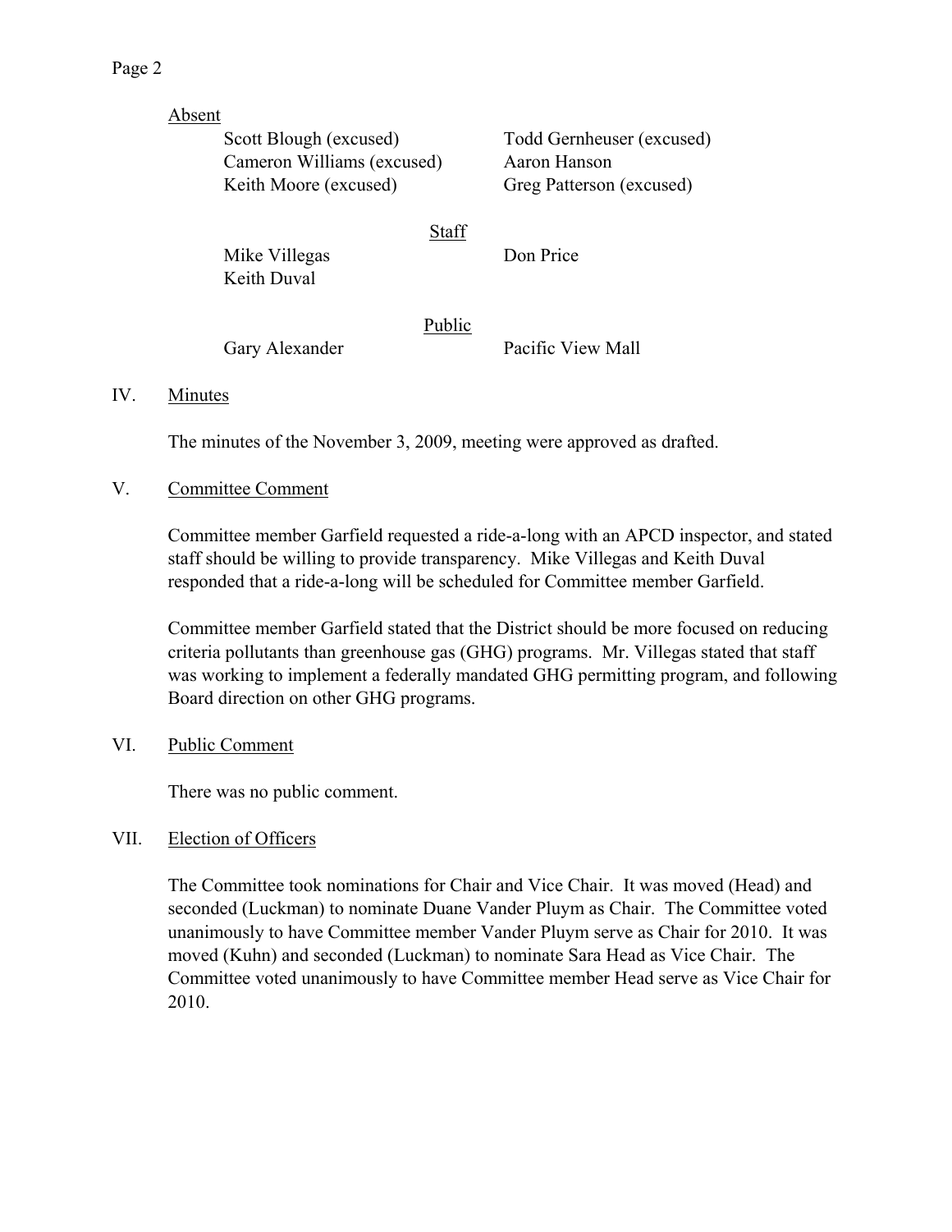Absent

| | |
|---|---|
| Scott Blough (excused) | Todd Gernheuser (excused) |
| Cameron Williams (excused) | Aaron Hanson |
| Keith Moore (excused) | Greg Patterson (excused) |

Staff

| | |
|---|---|
| Mike Villegas | Don Price |
| Keith Duval | |

Public

| | |
|---|---|
| Gary Alexander | Pacific View Mall |

## IV. Minutes

The minutes of the November 3, 2009, meeting were approved as drafted.

## V. Committee Comment

Committee member Garfield requested a ride-a-long with an APCD inspector, and stated staff should be willing to provide transparency. Mike Villegas and Keith Duval responded that a ride-a-long will be scheduled for Committee member Garfield.

Committee member Garfield stated that the District should be more focused on reducing criteria pollutants than greenhouse gas (GHG) programs. Mr. Villegas stated that staff was working to implement a federally mandated GHG permitting program, and following Board direction on other GHG programs.

## VI. Public Comment

There was no public comment.

## VII. Election of Officers

The Committee took nominations for Chair and Vice Chair. It was moved (Head) and seconded (Luckman) to nominate Duane Vander Pluym as Chair. The Committee voted unanimously to have Committee member Vander Pluym serve as Chair for 2010. It was moved (Kuhn) and seconded (Luckman) to nominate Sara Head as Vice Chair. The Committee voted unanimously to have Committee member Head serve as Vice Chair for 2010.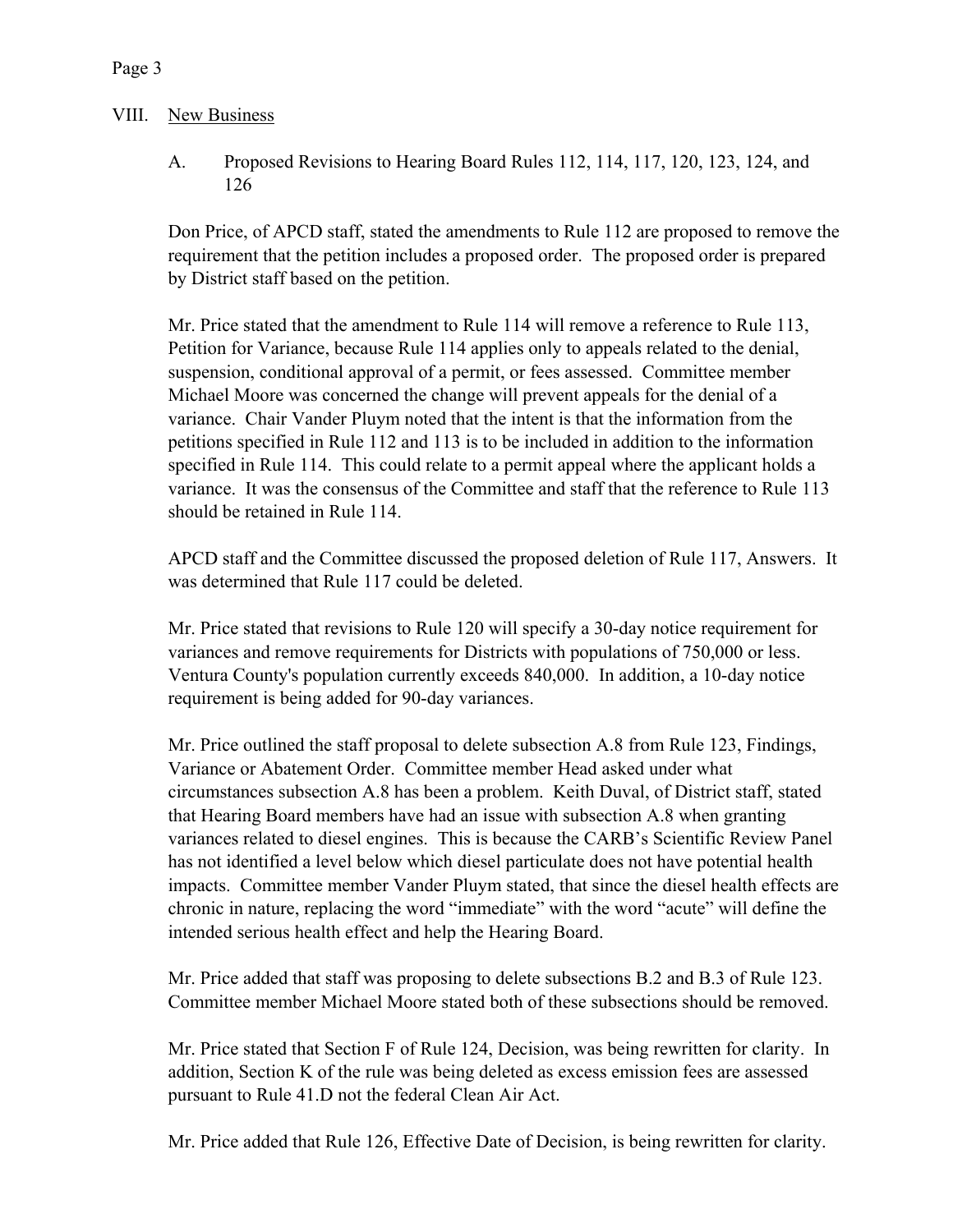## VIII. New Business

### A. Proposed Revisions to Hearing Board Rules 112, 114, 117, 120, 123, 124, and 126

Don Price, of APCD staff, stated the amendments to Rule 112 are proposed to remove the requirement that the petition includes a proposed order. The proposed order is prepared by District staff based on the petition.

Mr. Price stated that the amendment to Rule 114 will remove a reference to Rule 113, Petition for Variance, because Rule 114 applies only to appeals related to the denial, suspension, conditional approval of a permit, or fees assessed. Committee member Michael Moore was concerned the change will prevent appeals for the denial of a variance. Chair Vander Pluym noted that the intent is that the information from the petitions specified in Rule 112 and 113 is to be included in addition to the information specified in Rule 114. This could relate to a permit appeal where the applicant holds a variance. It was the consensus of the Committee and staff that the reference to Rule 113 should be retained in Rule 114.

APCD staff and the Committee discussed the proposed deletion of Rule 117, Answers. It was determined that Rule 117 could be deleted.

Mr. Price stated that revisions to Rule 120 will specify a 30-day notice requirement for variances and remove requirements for Districts with populations of 750,000 or less. Ventura County's population currently exceeds 840,000. In addition, a 10-day notice requirement is being added for 90-day variances.

Mr. Price outlined the staff proposal to delete subsection A.8 from Rule 123, Findings, Variance or Abatement Order. Committee member Head asked under what circumstances subsection A.8 has been a problem. Keith Duval, of District staff, stated that Hearing Board members have had an issue with subsection A.8 when granting variances related to diesel engines. This is because the CARB's Scientific Review Panel has not identified a level below which diesel particulate does not have potential health impacts. Committee member Vander Pluym stated, that since the diesel health effects are chronic in nature, replacing the word "immediate" with the word "acute" will define the intended serious health effect and help the Hearing Board.

Mr. Price added that staff was proposing to delete subsections B.2 and B.3 of Rule 123. Committee member Michael Moore stated both of these subsections should be removed.

Mr. Price stated that Section F of Rule 124, Decision, was being rewritten for clarity. In addition, Section K of the rule was being deleted as excess emission fees are assessed pursuant to Rule 41.D not the federal Clean Air Act.

Mr. Price added that Rule 126, Effective Date of Decision, is being rewritten for clarity.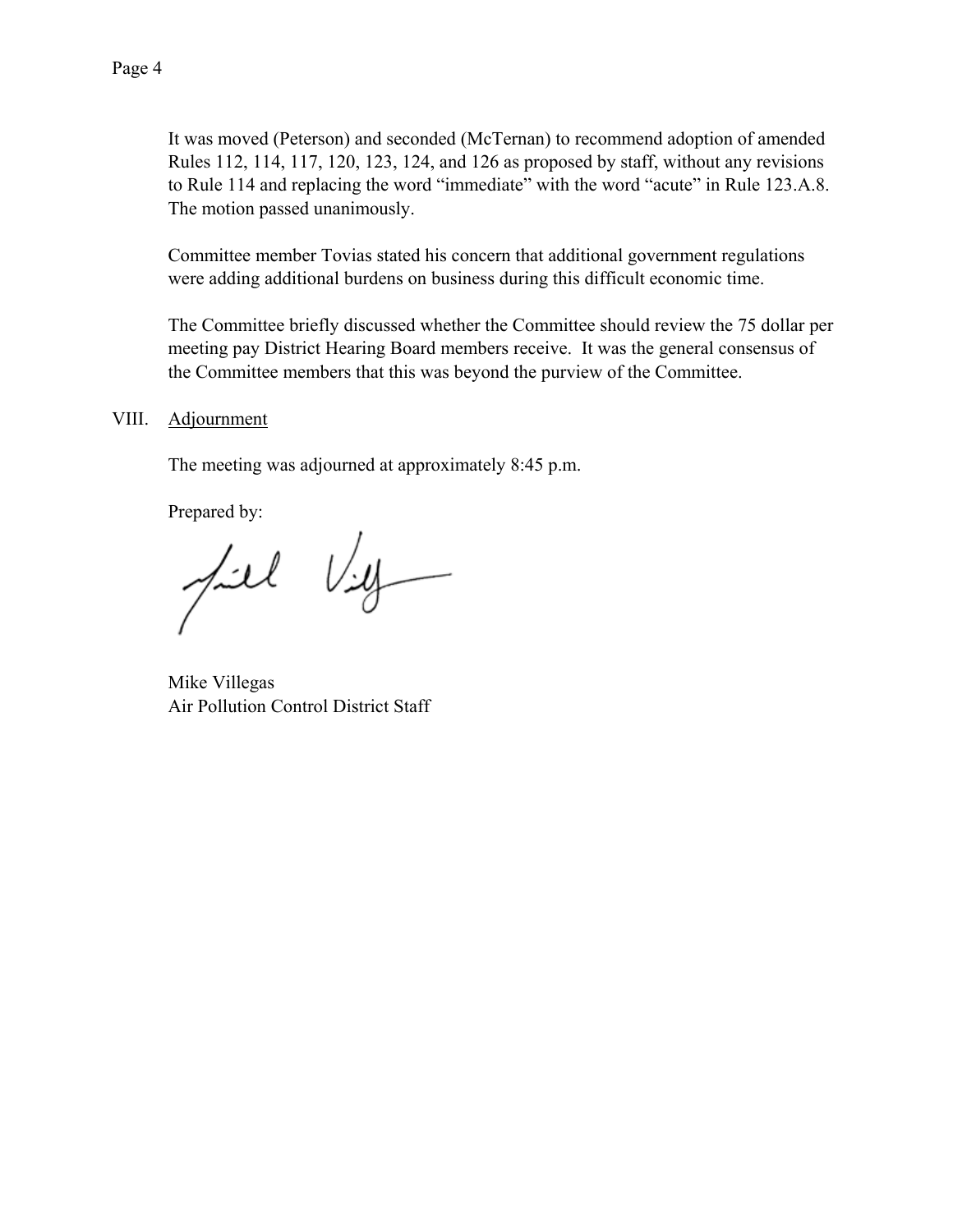It was moved (Peterson) and seconded (McTernan) to recommend adoption of amended Rules 112, 114, 117, 120, 123, 124, and 126 as proposed by staff, without any revisions to Rule 114 and replacing the word "immediate" with the word "acute" in Rule 123.A.8. The motion passed unanimously.

Committee member Tovias stated his concern that additional government regulations were adding additional burdens on business during this difficult economic time.

The Committee briefly discussed whether the Committee should review the 75 dollar per meeting pay District Hearing Board members receive. It was the general consensus of the Committee members that this was beyond the purview of the Committee.

VIII. Adjournment

The meeting was adjourned at approximately 8:45 p.m.

Prepared by:

Mike Villegas
Air Pollution Control District Staff